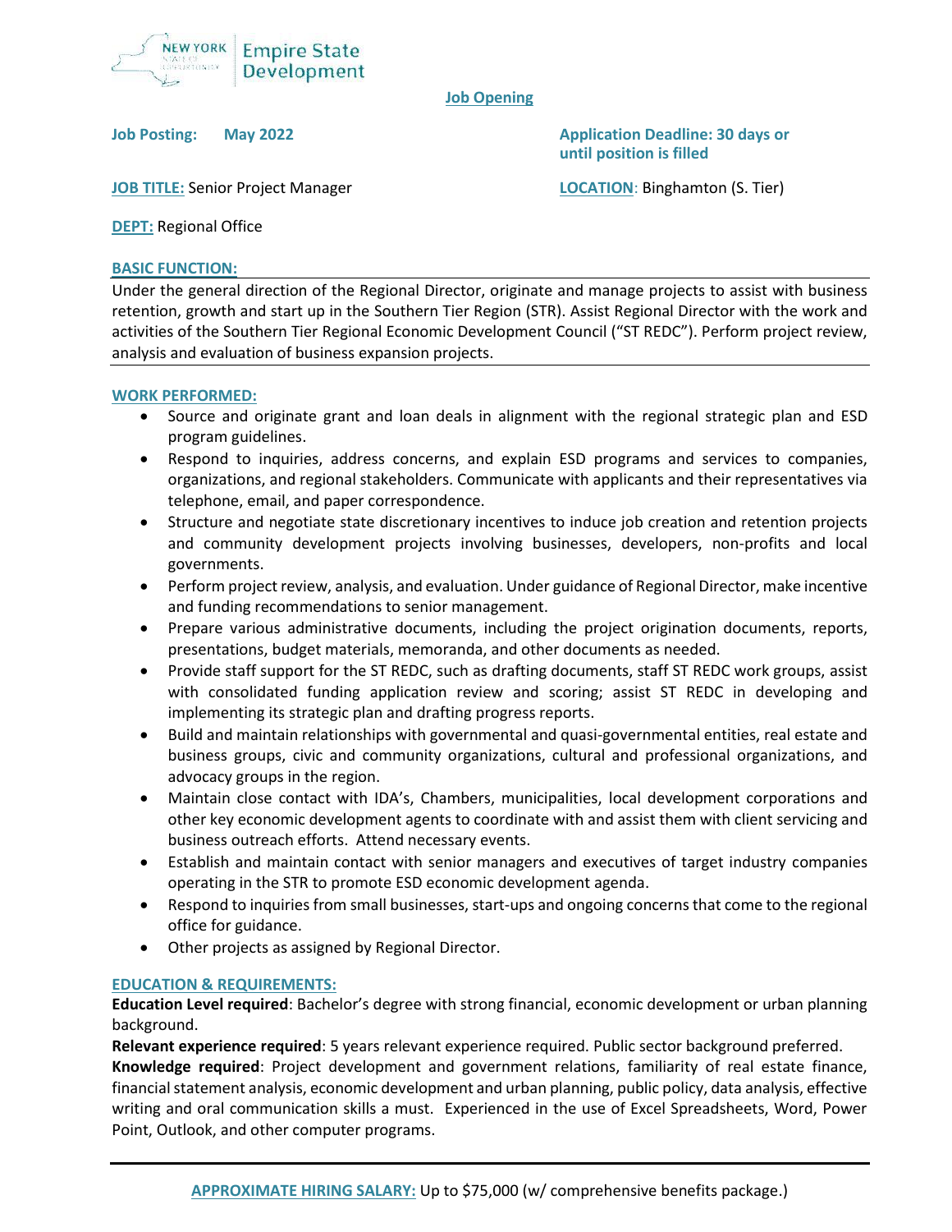NEW YORK STATE OF OPPORTUNITY | Empire State Development

# Job Opening

**Job Posting:** **May 2022**

**Application Deadline: 30 days or until position is filled**

**JOB TITLE:** Senior Project Manager

**LOCATION**: Binghamton (S. Tier)

**DEPT:** Regional Office

## BASIC FUNCTION:

Under the general direction of the Regional Director, originate and manage projects to assist with business retention, growth and start up in the Southern Tier Region (STR). Assist Regional Director with the work and activities of the Southern Tier Regional Economic Development Council ("ST REDC"). Perform project review, analysis and evaluation of business expansion projects.

## WORK PERFORMED:

- Source and originate grant and loan deals in alignment with the regional strategic plan and ESD program guidelines.
- Respond to inquiries, address concerns, and explain ESD programs and services to companies, organizations, and regional stakeholders. Communicate with applicants and their representatives via telephone, email, and paper correspondence.
- Structure and negotiate state discretionary incentives to induce job creation and retention projects and community development projects involving businesses, developers, non-profits and local governments.
- Perform project review, analysis, and evaluation. Under guidance of Regional Director, make incentive and funding recommendations to senior management.
- Prepare various administrative documents, including the project origination documents, reports, presentations, budget materials, memoranda, and other documents as needed.
- Provide staff support for the ST REDC, such as drafting documents, staff ST REDC work groups, assist with consolidated funding application review and scoring; assist ST REDC in developing and implementing its strategic plan and drafting progress reports.
- Build and maintain relationships with governmental and quasi-governmental entities, real estate and business groups, civic and community organizations, cultural and professional organizations, and advocacy groups in the region.
- Maintain close contact with IDA's, Chambers, municipalities, local development corporations and other key economic development agents to coordinate with and assist them with client servicing and business outreach efforts. Attend necessary events.
- Establish and maintain contact with senior managers and executives of target industry companies operating in the STR to promote ESD economic development agenda.
- Respond to inquiries from small businesses, start-ups and ongoing concerns that come to the regional office for guidance.
- Other projects as assigned by Regional Director.

## EDUCATION & REQUIREMENTS:

**Education Level required**: Bachelor's degree with strong financial, economic development or urban planning background.

**Relevant experience required**: 5 years relevant experience required. Public sector background preferred.

**Knowledge required**: Project development and government relations, familiarity of real estate finance, financial statement analysis, economic development and urban planning, public policy, data analysis, effective writing and oral communication skills a must. Experienced in the use of Excel Spreadsheets, Word, Power Point, Outlook, and other computer programs.

---

**APPROXIMATE HIRING SALARY:** Up to $75,000 (w/ comprehensive benefits package.)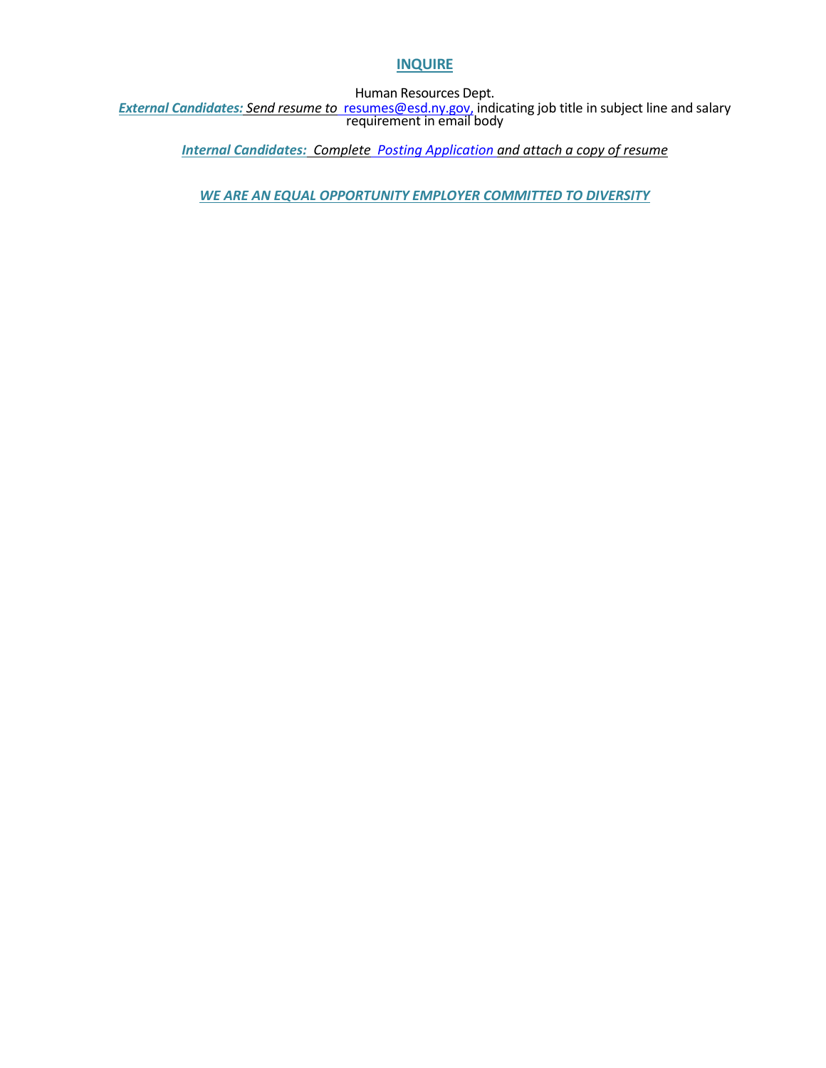## INQUIRE

Human Resources Dept.

***External Candidates:*** *Send resume to* resumes@esd.ny.gov, indicating job title in subject line and salary requirement in email body

***Internal Candidates:*** *Complete* *Posting Application* *and attach a copy of resume*

***WE ARE AN EQUAL OPPORTUNITY EMPLOYER COMMITTED TO DIVERSITY***